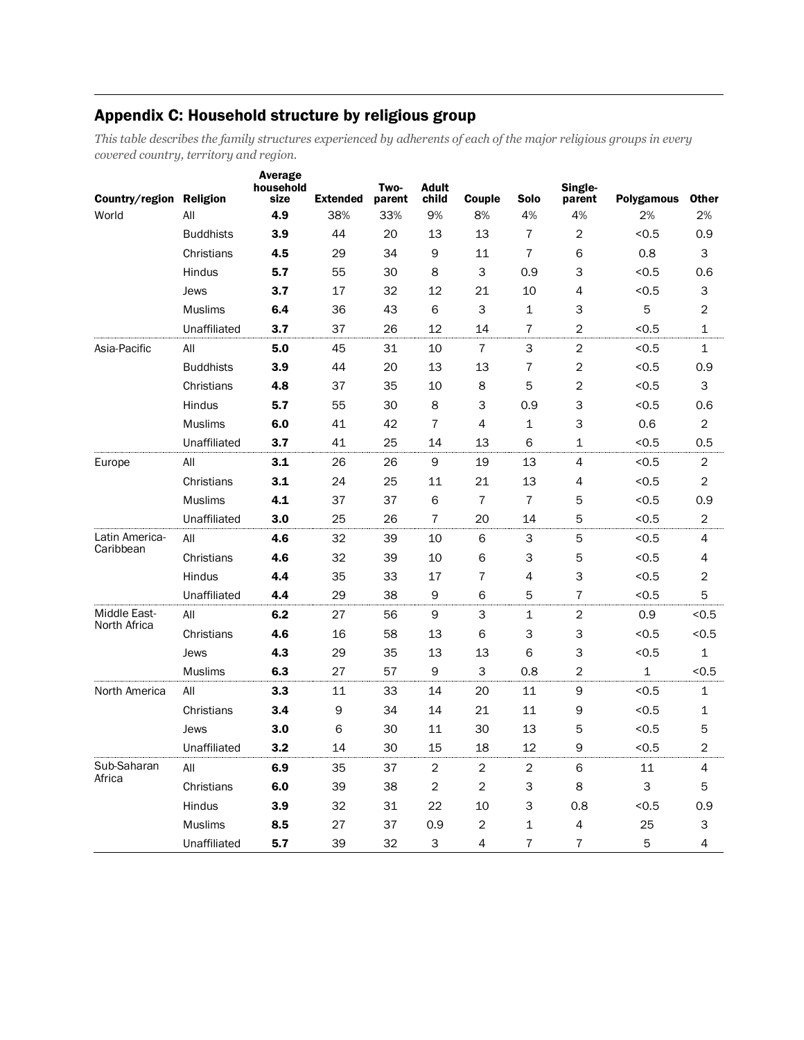## Appendix C: Household structure by religious group

*This table describes the family structures experienced by adherents of each of the major religious groups in every covered country, territory and region.*

| Country/region | Religion | Average household size | Extended | Two-parent | Adult child | Couple | Solo | Single-parent | Polygamous | Other |
|---|---|---|---|---|---|---|---|---|---|---|
| World | All | **4.9** | 38% | 33% | 9% | 8% | 4% | 4% | 2% | 2% |
| | Buddhists | **3.9** | 44 | 20 | 13 | 13 | 7 | 2 | <0.5 | 0.9 |
| | Christians | **4.5** | 29 | 34 | 9 | 11 | 7 | 6 | 0.8 | 3 |
| | Hindus | **5.7** | 55 | 30 | 8 | 3 | 0.9 | 3 | <0.5 | 0.6 |
| | Jews | **3.7** | 17 | 32 | 12 | 21 | 10 | 4 | <0.5 | 3 |
| | Muslims | **6.4** | 36 | 43 | 6 | 3 | 1 | 3 | 5 | 2 |
| | Unaffiliated | **3.7** | 37 | 26 | 12 | 14 | 7 | 2 | <0.5 | 1 |
| Asia-Pacific | All | **5.0** | 45 | 31 | 10 | 7 | 3 | 2 | <0.5 | 1 |
| | Buddhists | **3.9** | 44 | 20 | 13 | 13 | 7 | 2 | <0.5 | 0.9 |
| | Christians | **4.8** | 37 | 35 | 10 | 8 | 5 | 2 | <0.5 | 3 |
| | Hindus | **5.7** | 55 | 30 | 8 | 3 | 0.9 | 3 | <0.5 | 0.6 |
| | Muslims | **6.0** | 41 | 42 | 7 | 4 | 1 | 3 | 0.6 | 2 |
| | Unaffiliated | **3.7** | 41 | 25 | 14 | 13 | 6 | 1 | <0.5 | 0.5 |
| Europe | All | **3.1** | 26 | 26 | 9 | 19 | 13 | 4 | <0.5 | 2 |
| | Christians | **3.1** | 24 | 25 | 11 | 21 | 13 | 4 | <0.5 | 2 |
| | Muslims | **4.1** | 37 | 37 | 6 | 7 | 7 | 5 | <0.5 | 0.9 |
| | Unaffiliated | **3.0** | 25 | 26 | 7 | 20 | 14 | 5 | <0.5 | 2 |
| Latin America-Caribbean | All | **4.6** | 32 | 39 | 10 | 6 | 3 | 5 | <0.5 | 4 |
| | Christians | **4.6** | 32 | 39 | 10 | 6 | 3 | 5 | <0.5 | 4 |
| | Hindus | **4.4** | 35 | 33 | 17 | 7 | 4 | 3 | <0.5 | 2 |
| | Unaffiliated | **4.4** | 29 | 38 | 9 | 6 | 5 | 7 | <0.5 | 5 |
| Middle East-North Africa | All | **6.2** | 27 | 56 | 9 | 3 | 1 | 2 | 0.9 | <0.5 |
| | Christians | **4.6** | 16 | 58 | 13 | 6 | 3 | 3 | <0.5 | <0.5 |
| | Jews | **4.3** | 29 | 35 | 13 | 13 | 6 | 3 | <0.5 | 1 |
| | Muslims | **6.3** | 27 | 57 | 9 | 3 | 0.8 | 2 | 1 | <0.5 |
| North America | All | **3.3** | 11 | 33 | 14 | 20 | 11 | 9 | <0.5 | 1 |
| | Christians | **3.4** | 9 | 34 | 14 | 21 | 11 | 9 | <0.5 | 1 |
| | Jews | **3.0** | 6 | 30 | 11 | 30 | 13 | 5 | <0.5 | 5 |
| | Unaffiliated | **3.2** | 14 | 30 | 15 | 18 | 12 | 9 | <0.5 | 2 |
| Sub-Saharan Africa | All | **6.9** | 35 | 37 | 2 | 2 | 2 | 6 | 11 | 4 |
| | Christians | **6.0** | 39 | 38 | 2 | 2 | 3 | 8 | 3 | 5 |
| | Hindus | **3.9** | 32 | 31 | 22 | 10 | 3 | 0.8 | <0.5 | 0.9 |
| | Muslims | **8.5** | 27 | 37 | 0.9 | 2 | 1 | 4 | 25 | 3 |
| | Unaffiliated | **5.7** | 39 | 32 | 3 | 4 | 7 | 7 | 5 | 4 |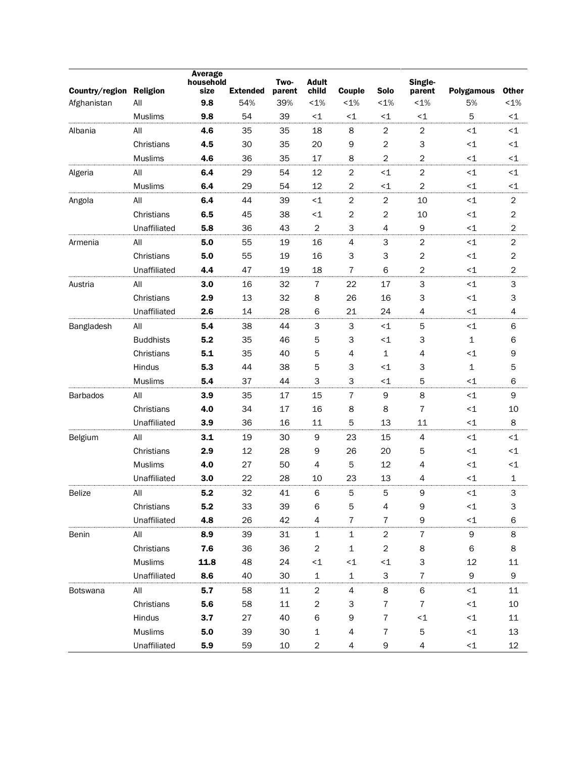| Country/region | Religion | Average household size | Extended | Two-parent | Adult child | Couple | Solo | Single-parent | Polygamous | Other |
|---|---|---|---|---|---|---|---|---|---|---|
| Afghanistan | All | **9.8** | 54% | 39% | <1% | <1% | <1% | <1% | 5% | <1% |
| | Muslims | **9.8** | 54 | 39 | <1 | <1 | <1 | <1 | 5 | <1 |
| Albania | All | **4.6** | 35 | 35 | 18 | 8 | 2 | 2 | <1 | <1 |
| | Christians | **4.5** | 30 | 35 | 20 | 9 | 2 | 3 | <1 | <1 |
| | Muslims | **4.6** | 36 | 35 | 17 | 8 | 2 | 2 | <1 | <1 |
| Algeria | All | **6.4** | 29 | 54 | 12 | 2 | <1 | 2 | <1 | <1 |
| | Muslims | **6.4** | 29 | 54 | 12 | 2 | <1 | 2 | <1 | <1 |
| Angola | All | **6.4** | 44 | 39 | <1 | 2 | 2 | 10 | <1 | 2 |
| | Christians | **6.5** | 45 | 38 | <1 | 2 | 2 | 10 | <1 | 2 |
| | Unaffiliated | **5.8** | 36 | 43 | 2 | 3 | 4 | 9 | <1 | 2 |
| Armenia | All | **5.0** | 55 | 19 | 16 | 4 | 3 | 2 | <1 | 2 |
| | Christians | **5.0** | 55 | 19 | 16 | 3 | 3 | 2 | <1 | 2 |
| | Unaffiliated | **4.4** | 47 | 19 | 18 | 7 | 6 | 2 | <1 | 2 |
| Austria | All | **3.0** | 16 | 32 | 7 | 22 | 17 | 3 | <1 | 3 |
| | Christians | **2.9** | 13 | 32 | 8 | 26 | 16 | 3 | <1 | 3 |
| | Unaffiliated | **2.6** | 14 | 28 | 6 | 21 | 24 | 4 | <1 | 4 |
| Bangladesh | All | **5.4** | 38 | 44 | 3 | 3 | <1 | 5 | <1 | 6 |
| | Buddhists | **5.2** | 35 | 46 | 5 | 3 | <1 | 3 | 1 | 6 |
| | Christians | **5.1** | 35 | 40 | 5 | 4 | 1 | 4 | <1 | 9 |
| | Hindus | **5.3** | 44 | 38 | 5 | 3 | <1 | 3 | 1 | 5 |
| | Muslims | **5.4** | 37 | 44 | 3 | 3 | <1 | 5 | <1 | 6 |
| Barbados | All | **3.9** | 35 | 17 | 15 | 7 | 9 | 8 | <1 | 9 |
| | Christians | **4.0** | 34 | 17 | 16 | 8 | 8 | 7 | <1 | 10 |
| | Unaffiliated | **3.9** | 36 | 16 | 11 | 5 | 13 | 11 | <1 | 8 |
| Belgium | All | **3.1** | 19 | 30 | 9 | 23 | 15 | 4 | <1 | <1 |
| | Christians | **2.9** | 12 | 28 | 9 | 26 | 20 | 5 | <1 | <1 |
| | Muslims | **4.0** | 27 | 50 | 4 | 5 | 12 | 4 | <1 | <1 |
| | Unaffiliated | **3.0** | 22 | 28 | 10 | 23 | 13 | 4 | <1 | 1 |
| Belize | All | **5.2** | 32 | 41 | 6 | 5 | 5 | 9 | <1 | 3 |
| | Christians | **5.2** | 33 | 39 | 6 | 5 | 4 | 9 | <1 | 3 |
| | Unaffiliated | **4.8** | 26 | 42 | 4 | 7 | 7 | 9 | <1 | 6 |
| Benin | All | **8.9** | 39 | 31 | 1 | 1 | 2 | 7 | 9 | 8 |
| | Christians | **7.6** | 36 | 36 | 2 | 1 | 2 | 8 | 6 | 8 |
| | Muslims | **11.8** | 48 | 24 | <1 | <1 | <1 | 3 | 12 | 11 |
| | Unaffiliated | **8.6** | 40 | 30 | 1 | 1 | 3 | 7 | 9 | 9 |
| Botswana | All | **5.7** | 58 | 11 | 2 | 4 | 8 | 6 | <1 | 11 |
| | Christians | **5.6** | 58 | 11 | 2 | 3 | 7 | 7 | <1 | 10 |
| | Hindus | **3.7** | 27 | 40 | 6 | 9 | 7 | <1 | <1 | 11 |
| | Muslims | **5.0** | 39 | 30 | 1 | 4 | 7 | 5 | <1 | 13 |
| | Unaffiliated | **5.9** | 59 | 10 | 2 | 4 | 9 | 4 | <1 | 12 |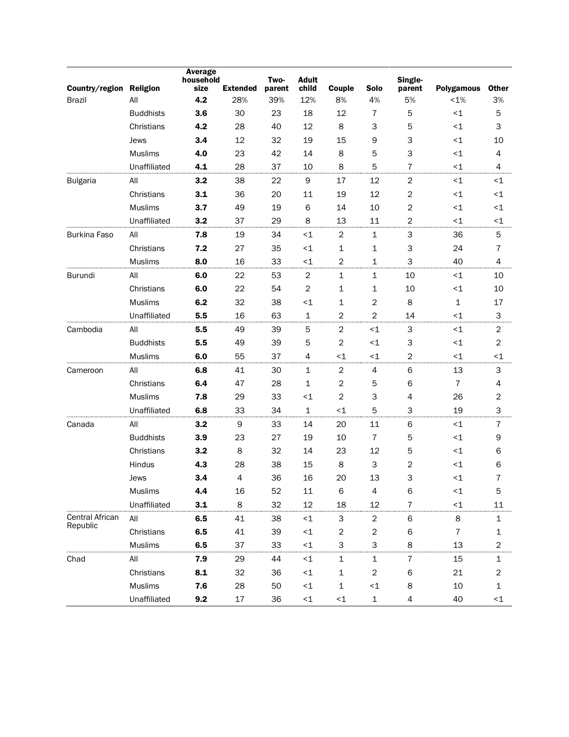| Country/region | Religion | Average household size | Extended | Two-parent | Adult child | Couple | Solo | Single-parent | Polygamous | Other |
|---|---|---|---|---|---|---|---|---|---|---|
| Brazil | All | **4.2** | 28% | 39% | 12% | 8% | 4% | 5% | <1% | 3% |
| | Buddhists | **3.6** | 30 | 23 | 18 | 12 | 7 | 5 | <1 | 5 |
| | Christians | **4.2** | 28 | 40 | 12 | 8 | 3 | 5 | <1 | 3 |
| | Jews | **3.4** | 12 | 32 | 19 | 15 | 9 | 3 | <1 | 10 |
| | Muslims | **4.0** | 23 | 42 | 14 | 8 | 5 | 3 | <1 | 4 |
| | Unaffiliated | **4.1** | 28 | 37 | 10 | 8 | 5 | 7 | <1 | 4 |
| Bulgaria | All | **3.2** | 38 | 22 | 9 | 17 | 12 | 2 | <1 | <1 |
| | Christians | **3.1** | 36 | 20 | 11 | 19 | 12 | 2 | <1 | <1 |
| | Muslims | **3.7** | 49 | 19 | 6 | 14 | 10 | 2 | <1 | <1 |
| | Unaffiliated | **3.2** | 37 | 29 | 8 | 13 | 11 | 2 | <1 | <1 |
| Burkina Faso | All | **7.8** | 19 | 34 | <1 | 2 | 1 | 3 | 36 | 5 |
| | Christians | **7.2** | 27 | 35 | <1 | 1 | 1 | 3 | 24 | 7 |
| | Muslims | **8.0** | 16 | 33 | <1 | 2 | 1 | 3 | 40 | 4 |
| Burundi | All | **6.0** | 22 | 53 | 2 | 1 | 1 | 10 | <1 | 10 |
| | Christians | **6.0** | 22 | 54 | 2 | 1 | 1 | 10 | <1 | 10 |
| | Muslims | **6.2** | 32 | 38 | <1 | 1 | 2 | 8 | 1 | 17 |
| | Unaffiliated | **5.5** | 16 | 63 | 1 | 2 | 2 | 14 | <1 | 3 |
| Cambodia | All | **5.5** | 49 | 39 | 5 | 2 | <1 | 3 | <1 | 2 |
| | Buddhists | **5.5** | 49 | 39 | 5 | 2 | <1 | 3 | <1 | 2 |
| | Muslims | **6.0** | 55 | 37 | 4 | <1 | <1 | 2 | <1 | <1 |
| Cameroon | All | **6.8** | 41 | 30 | 1 | 2 | 4 | 6 | 13 | 3 |
| | Christians | **6.4** | 47 | 28 | 1 | 2 | 5 | 6 | 7 | 4 |
| | Muslims | **7.8** | 29 | 33 | <1 | 2 | 3 | 4 | 26 | 2 |
| | Unaffiliated | **6.8** | 33 | 34 | 1 | <1 | 5 | 3 | 19 | 3 |
| Canada | All | **3.2** | 9 | 33 | 14 | 20 | 11 | 6 | <1 | 7 |
| | Buddhists | **3.9** | 23 | 27 | 19 | 10 | 7 | 5 | <1 | 9 |
| | Christians | **3.2** | 8 | 32 | 14 | 23 | 12 | 5 | <1 | 6 |
| | Hindus | **4.3** | 28 | 38 | 15 | 8 | 3 | 2 | <1 | 6 |
| | Jews | **3.4** | 4 | 36 | 16 | 20 | 13 | 3 | <1 | 7 |
| | Muslims | **4.4** | 16 | 52 | 11 | 6 | 4 | 6 | <1 | 5 |
| | Unaffiliated | **3.1** | 8 | 32 | 12 | 18 | 12 | 7 | <1 | 11 |
| Central African Republic | All | **6.5** | 41 | 38 | <1 | 3 | 2 | 6 | 8 | 1 |
| | Christians | **6.5** | 41 | 39 | <1 | 2 | 2 | 6 | 7 | 1 |
| | Muslims | **6.5** | 37 | 33 | <1 | 3 | 3 | 8 | 13 | 2 |
| Chad | All | **7.9** | 29 | 44 | <1 | 1 | 1 | 7 | 15 | 1 |
| | Christians | **8.1** | 32 | 36 | <1 | 1 | 2 | 6 | 21 | 2 |
| | Muslims | **7.6** | 28 | 50 | <1 | 1 | <1 | 8 | 10 | 1 |
| | Unaffiliated | **9.2** | 17 | 36 | <1 | <1 | 1 | 4 | 40 | <1 |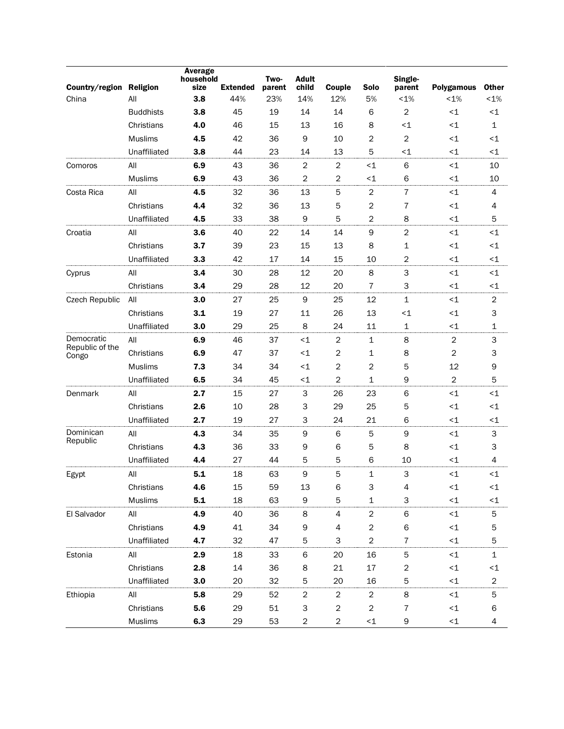| Country/region | Religion | Average household size | Extended | Two-parent | Adult child | Couple | Solo | Single-parent | Polygamous | Other |
|---|---|---|---|---|---|---|---|---|---|---|
| China | All | **3.8** | 44% | 23% | 14% | 12% | 5% | <1% | <1% | <1% |
| | Buddhists | **3.8** | 45 | 19 | 14 | 14 | 6 | 2 | <1 | <1 |
| | Christians | **4.0** | 46 | 15 | 13 | 16 | 8 | <1 | <1 | 1 |
| | Muslims | **4.5** | 42 | 36 | 9 | 10 | 2 | 2 | <1 | <1 |
| | Unaffiliated | **3.8** | 44 | 23 | 14 | 13 | 5 | <1 | <1 | <1 |
| Comoros | All | **6.9** | 43 | 36 | 2 | 2 | <1 | 6 | <1 | 10 |
| | Muslims | **6.9** | 43 | 36 | 2 | 2 | <1 | 6 | <1 | 10 |
| Costa Rica | All | **4.5** | 32 | 36 | 13 | 5 | 2 | 7 | <1 | 4 |
| | Christians | **4.4** | 32 | 36 | 13 | 5 | 2 | 7 | <1 | 4 |
| | Unaffiliated | **4.5** | 33 | 38 | 9 | 5 | 2 | 8 | <1 | 5 |
| Croatia | All | **3.6** | 40 | 22 | 14 | 14 | 9 | 2 | <1 | <1 |
| | Christians | **3.7** | 39 | 23 | 15 | 13 | 8 | 1 | <1 | <1 |
| | Unaffiliated | **3.3** | 42 | 17 | 14 | 15 | 10 | 2 | <1 | <1 |
| Cyprus | All | **3.4** | 30 | 28 | 12 | 20 | 8 | 3 | <1 | <1 |
| | Christians | **3.4** | 29 | 28 | 12 | 20 | 7 | 3 | <1 | <1 |
| Czech Republic | All | **3.0** | 27 | 25 | 9 | 25 | 12 | 1 | <1 | 2 |
| | Christians | **3.1** | 19 | 27 | 11 | 26 | 13 | <1 | <1 | 3 |
| | Unaffiliated | **3.0** | 29 | 25 | 8 | 24 | 11 | 1 | <1 | 1 |
| Democratic Republic of the Congo | All | **6.9** | 46 | 37 | <1 | 2 | 1 | 8 | 2 | 3 |
| | Christians | **6.9** | 47 | 37 | <1 | 2 | 1 | 8 | 2 | 3 |
| | Muslims | **7.3** | 34 | 34 | <1 | 2 | 2 | 5 | 12 | 9 |
| | Unaffiliated | **6.5** | 34 | 45 | <1 | 2 | 1 | 9 | 2 | 5 |
| Denmark | All | **2.7** | 15 | 27 | 3 | 26 | 23 | 6 | <1 | <1 |
| | Christians | **2.6** | 10 | 28 | 3 | 29 | 25 | 5 | <1 | <1 |
| | Unaffiliated | **2.7** | 19 | 27 | 3 | 24 | 21 | 6 | <1 | <1 |
| Dominican Republic | All | **4.3** | 34 | 35 | 9 | 6 | 5 | 9 | <1 | 3 |
| | Christians | **4.3** | 36 | 33 | 9 | 6 | 5 | 8 | <1 | 3 |
| | Unaffiliated | **4.4** | 27 | 44 | 5 | 5 | 6 | 10 | <1 | 4 |
| Egypt | All | **5.1** | 18 | 63 | 9 | 5 | 1 | 3 | <1 | <1 |
| | Christians | **4.6** | 15 | 59 | 13 | 6 | 3 | 4 | <1 | <1 |
| | Muslims | **5.1** | 18 | 63 | 9 | 5 | 1 | 3 | <1 | <1 |
| El Salvador | All | **4.9** | 40 | 36 | 8 | 4 | 2 | 6 | <1 | 5 |
| | Christians | **4.9** | 41 | 34 | 9 | 4 | 2 | 6 | <1 | 5 |
| | Unaffiliated | **4.7** | 32 | 47 | 5 | 3 | 2 | 7 | <1 | 5 |
| Estonia | All | **2.9** | 18 | 33 | 6 | 20 | 16 | 5 | <1 | 1 |
| | Christians | **2.8** | 14 | 36 | 8 | 21 | 17 | 2 | <1 | <1 |
| | Unaffiliated | **3.0** | 20 | 32 | 5 | 20 | 16 | 5 | <1 | 2 |
| Ethiopia | All | **5.8** | 29 | 52 | 2 | 2 | 2 | 8 | <1 | 5 |
| | Christians | **5.6** | 29 | 51 | 3 | 2 | 2 | 7 | <1 | 6 |
| | Muslims | **6.3** | 29 | 53 | 2 | 2 | <1 | 9 | <1 | 4 |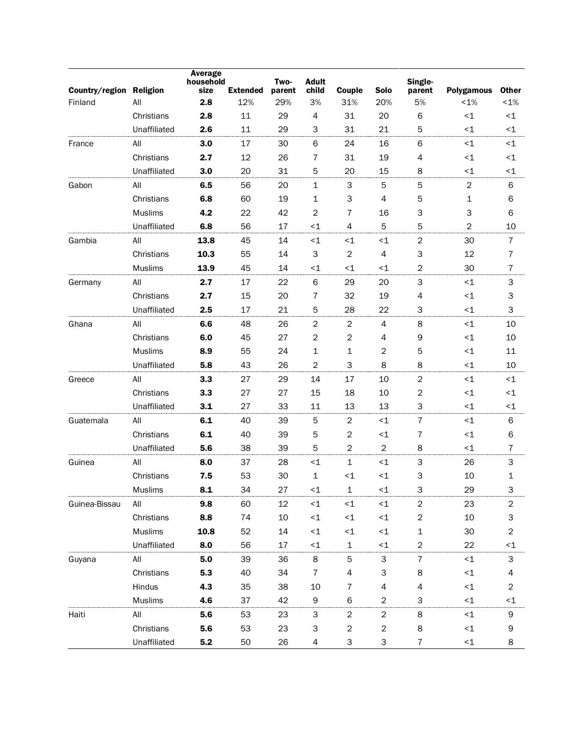| Country/region | Religion | Average household size | Extended | Two-parent | Adult child | Couple | Solo | Single-parent | Polygamous | Other |
|---|---|---|---|---|---|---|---|---|---|---|
| Finland | All | **2.8** | 12% | 29% | 3% | 31% | 20% | 5% | <1% | <1% |
| | Christians | **2.8** | 11 | 29 | 4 | 31 | 20 | 6 | <1 | <1 |
| | Unaffiliated | **2.6** | 11 | 29 | 3 | 31 | 21 | 5 | <1 | <1 |
| France | All | **3.0** | 17 | 30 | 6 | 24 | 16 | 6 | <1 | <1 |
| | Christians | **2.7** | 12 | 26 | 7 | 31 | 19 | 4 | <1 | <1 |
| | Unaffiliated | **3.0** | 20 | 31 | 5 | 20 | 15 | 8 | <1 | <1 |
| Gabon | All | **6.5** | 56 | 20 | 1 | 3 | 5 | 5 | 2 | 6 |
| | Christians | **6.8** | 60 | 19 | 1 | 3 | 4 | 5 | 1 | 6 |
| | Muslims | **4.2** | 22 | 42 | 2 | 7 | 16 | 3 | 3 | 6 |
| | Unaffiliated | **6.8** | 56 | 17 | <1 | 4 | 5 | 5 | 2 | 10 |
| Gambia | All | **13.8** | 45 | 14 | <1 | <1 | <1 | 2 | 30 | 7 |
| | Christians | **10.3** | 55 | 14 | 3 | 2 | 4 | 3 | 12 | 7 |
| | Muslims | **13.9** | 45 | 14 | <1 | <1 | <1 | 2 | 30 | 7 |
| Germany | All | **2.7** | 17 | 22 | 6 | 29 | 20 | 3 | <1 | 3 |
| | Christians | **2.7** | 15 | 20 | 7 | 32 | 19 | 4 | <1 | 3 |
| | Unaffiliated | **2.5** | 17 | 21 | 5 | 28 | 22 | 3 | <1 | 3 |
| Ghana | All | **6.6** | 48 | 26 | 2 | 2 | 4 | 8 | <1 | 10 |
| | Christians | **6.0** | 45 | 27 | 2 | 2 | 4 | 9 | <1 | 10 |
| | Muslims | **8.9** | 55 | 24 | 1 | 1 | 2 | 5 | <1 | 11 |
| | Unaffiliated | **5.8** | 43 | 26 | 2 | 3 | 8 | 8 | <1 | 10 |
| Greece | All | **3.3** | 27 | 29 | 14 | 17 | 10 | 2 | <1 | <1 |
| | Christians | **3.3** | 27 | 27 | 15 | 18 | 10 | 2 | <1 | <1 |
| | Unaffiliated | **3.1** | 27 | 33 | 11 | 13 | 13 | 3 | <1 | <1 |
| Guatemala | All | **6.1** | 40 | 39 | 5 | 2 | <1 | 7 | <1 | 6 |
| | Christians | **6.1** | 40 | 39 | 5 | 2 | <1 | 7 | <1 | 6 |
| | Unaffiliated | **5.6** | 38 | 39 | 5 | 2 | 2 | 8 | <1 | 7 |
| Guinea | All | **8.0** | 37 | 28 | <1 | 1 | <1 | 3 | 26 | 3 |
| | Christians | **7.5** | 53 | 30 | 1 | <1 | <1 | 3 | 10 | 1 |
| | Muslims | **8.1** | 34 | 27 | <1 | 1 | <1 | 3 | 29 | 3 |
| Guinea-Bissau | All | **9.8** | 60 | 12 | <1 | <1 | <1 | 2 | 23 | 2 |
| | Christians | **8.8** | 74 | 10 | <1 | <1 | <1 | 2 | 10 | 3 |
| | Muslims | **10.8** | 52 | 14 | <1 | <1 | <1 | 1 | 30 | 2 |
| | Unaffiliated | **8.0** | 56 | 17 | <1 | 1 | <1 | 2 | 22 | <1 |
| Guyana | All | **5.0** | 39 | 36 | 8 | 5 | 3 | 7 | <1 | 3 |
| | Christians | **5.3** | 40 | 34 | 7 | 4 | 3 | 8 | <1 | 4 |
| | Hindus | **4.3** | 35 | 38 | 10 | 7 | 4 | 4 | <1 | 2 |
| | Muslims | **4.6** | 37 | 42 | 9 | 6 | 2 | 3 | <1 | <1 |
| Haiti | All | **5.6** | 53 | 23 | 3 | 2 | 2 | 8 | <1 | 9 |
| | Christians | **5.6** | 53 | 23 | 3 | 2 | 2 | 8 | <1 | 9 |
| | Unaffiliated | **5.2** | 50 | 26 | 4 | 3 | 3 | 7 | <1 | 8 |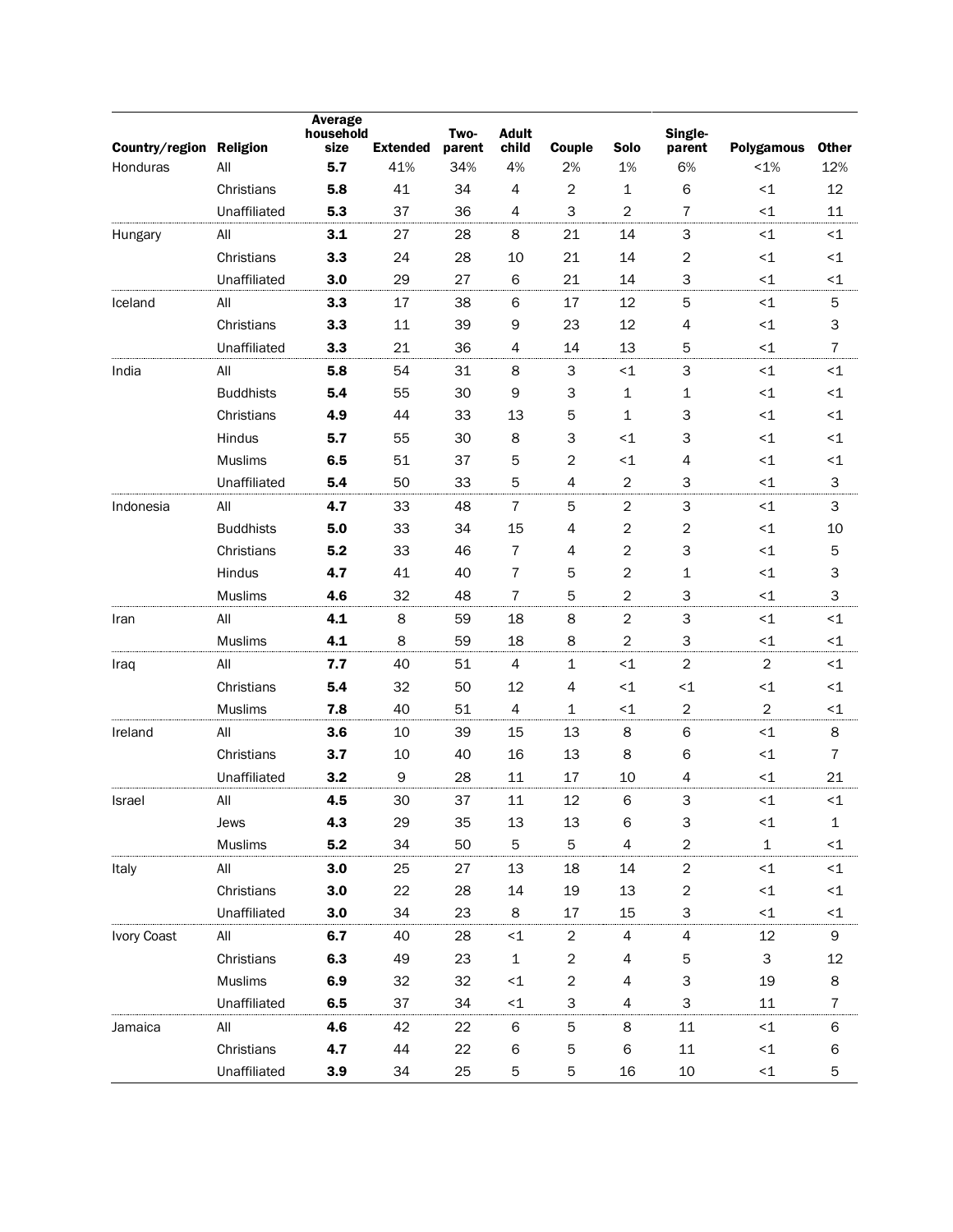| Country/region | Religion | Average household size | Extended | Two-parent | Adult child | Couple | Solo | Single-parent | Polygamous | Other |
|---|---|---|---|---|---|---|---|---|---|---|
| Honduras | All | **5.7** | 41% | 34% | 4% | 2% | 1% | 6% | <1% | 12% |
| | Christians | **5.8** | 41 | 34 | 4 | 2 | 1 | 6 | <1 | 12 |
| | Unaffiliated | **5.3** | 37 | 36 | 4 | 3 | 2 | 7 | <1 | 11 |
| Hungary | All | **3.1** | 27 | 28 | 8 | 21 | 14 | 3 | <1 | <1 |
| | Christians | **3.3** | 24 | 28 | 10 | 21 | 14 | 2 | <1 | <1 |
| | Unaffiliated | **3.0** | 29 | 27 | 6 | 21 | 14 | 3 | <1 | <1 |
| Iceland | All | **3.3** | 17 | 38 | 6 | 17 | 12 | 5 | <1 | 5 |
| | Christians | **3.3** | 11 | 39 | 9 | 23 | 12 | 4 | <1 | 3 |
| | Unaffiliated | **3.3** | 21 | 36 | 4 | 14 | 13 | 5 | <1 | 7 |
| India | All | **5.8** | 54 | 31 | 8 | 3 | <1 | 3 | <1 | <1 |
| | Buddhists | **5.4** | 55 | 30 | 9 | 3 | 1 | 1 | <1 | <1 |
| | Christians | **4.9** | 44 | 33 | 13 | 5 | 1 | 3 | <1 | <1 |
| | Hindus | **5.7** | 55 | 30 | 8 | 3 | <1 | 3 | <1 | <1 |
| | Muslims | **6.5** | 51 | 37 | 5 | 2 | <1 | 4 | <1 | <1 |
| | Unaffiliated | **5.4** | 50 | 33 | 5 | 4 | 2 | 3 | <1 | 3 |
| Indonesia | All | **4.7** | 33 | 48 | 7 | 5 | 2 | 3 | <1 | 3 |
| | Buddhists | **5.0** | 33 | 34 | 15 | 4 | 2 | 2 | <1 | 10 |
| | Christians | **5.2** | 33 | 46 | 7 | 4 | 2 | 3 | <1 | 5 |
| | Hindus | **4.7** | 41 | 40 | 7 | 5 | 2 | 1 | <1 | 3 |
| | Muslims | **4.6** | 32 | 48 | 7 | 5 | 2 | 3 | <1 | 3 |
| Iran | All | **4.1** | 8 | 59 | 18 | 8 | 2 | 3 | <1 | <1 |
| | Muslims | **4.1** | 8 | 59 | 18 | 8 | 2 | 3 | <1 | <1 |
| Iraq | All | **7.7** | 40 | 51 | 4 | 1 | <1 | 2 | 2 | <1 |
| | Christians | **5.4** | 32 | 50 | 12 | 4 | <1 | <1 | <1 | <1 |
| | Muslims | **7.8** | 40 | 51 | 4 | 1 | <1 | 2 | 2 | <1 |
| Ireland | All | **3.6** | 10 | 39 | 15 | 13 | 8 | 6 | <1 | 8 |
| | Christians | **3.7** | 10 | 40 | 16 | 13 | 8 | 6 | <1 | 7 |
| | Unaffiliated | **3.2** | 9 | 28 | 11 | 17 | 10 | 4 | <1 | 21 |
| Israel | All | **4.5** | 30 | 37 | 11 | 12 | 6 | 3 | <1 | <1 |
| | Jews | **4.3** | 29 | 35 | 13 | 13 | 6 | 3 | <1 | 1 |
| | Muslims | **5.2** | 34 | 50 | 5 | 5 | 4 | 2 | 1 | <1 |
| Italy | All | **3.0** | 25 | 27 | 13 | 18 | 14 | 2 | <1 | <1 |
| | Christians | **3.0** | 22 | 28 | 14 | 19 | 13 | 2 | <1 | <1 |
| | Unaffiliated | **3.0** | 34 | 23 | 8 | 17 | 15 | 3 | <1 | <1 |
| Ivory Coast | All | **6.7** | 40 | 28 | <1 | 2 | 4 | 4 | 12 | 9 |
| | Christians | **6.3** | 49 | 23 | 1 | 2 | 4 | 5 | 3 | 12 |
| | Muslims | **6.9** | 32 | 32 | <1 | 2 | 4 | 3 | 19 | 8 |
| | Unaffiliated | **6.5** | 37 | 34 | <1 | 3 | 4 | 3 | 11 | 7 |
| Jamaica | All | **4.6** | 42 | 22 | 6 | 5 | 8 | 11 | <1 | 6 |
| | Christians | **4.7** | 44 | 22 | 6 | 5 | 6 | 11 | <1 | 6 |
| | Unaffiliated | **3.9** | 34 | 25 | 5 | 5 | 16 | 10 | <1 | 5 |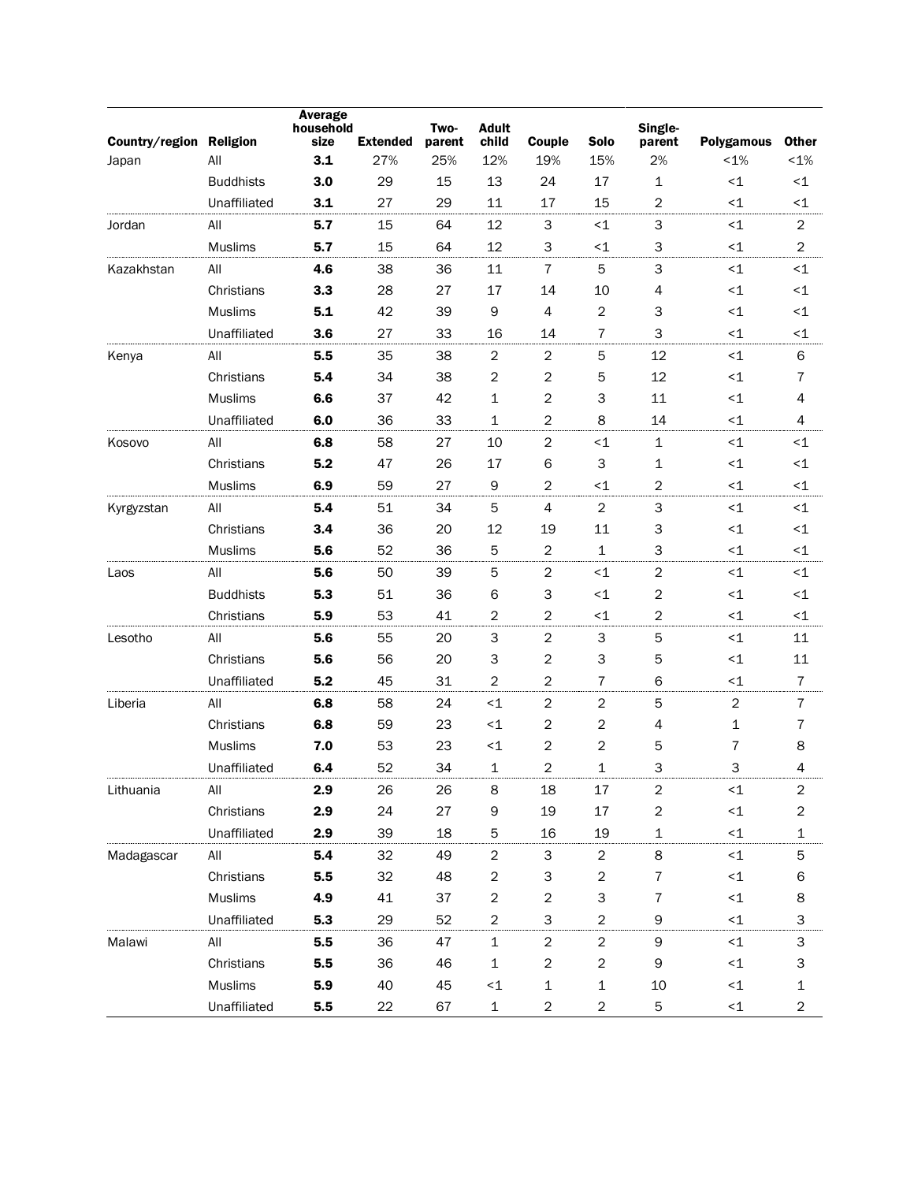| Country/region | Religion | Average household size | Extended | Two-parent | Adult child | Couple | Solo | Single-parent | Polygamous | Other |
|---|---|---|---|---|---|---|---|---|---|---|
| Japan | All | **3.1** | 27% | 25% | 12% | 19% | 15% | 2% | <1% | <1% |
| | Buddhists | **3.0** | 29 | 15 | 13 | 24 | 17 | 1 | <1 | <1 |
| | Unaffiliated | **3.1** | 27 | 29 | 11 | 17 | 15 | 2 | <1 | <1 |
| Jordan | All | **5.7** | 15 | 64 | 12 | 3 | <1 | 3 | <1 | 2 |
| | Muslims | **5.7** | 15 | 64 | 12 | 3 | <1 | 3 | <1 | 2 |
| Kazakhstan | All | **4.6** | 38 | 36 | 11 | 7 | 5 | 3 | <1 | <1 |
| | Christians | **3.3** | 28 | 27 | 17 | 14 | 10 | 4 | <1 | <1 |
| | Muslims | **5.1** | 42 | 39 | 9 | 4 | 2 | 3 | <1 | <1 |
| | Unaffiliated | **3.6** | 27 | 33 | 16 | 14 | 7 | 3 | <1 | <1 |
| Kenya | All | **5.5** | 35 | 38 | 2 | 2 | 5 | 12 | <1 | 6 |
| | Christians | **5.4** | 34 | 38 | 2 | 2 | 5 | 12 | <1 | 7 |
| | Muslims | **6.6** | 37 | 42 | 1 | 2 | 3 | 11 | <1 | 4 |
| | Unaffiliated | **6.0** | 36 | 33 | 1 | 2 | 8 | 14 | <1 | 4 |
| Kosovo | All | **6.8** | 58 | 27 | 10 | 2 | <1 | 1 | <1 | <1 |
| | Christians | **5.2** | 47 | 26 | 17 | 6 | 3 | 1 | <1 | <1 |
| | Muslims | **6.9** | 59 | 27 | 9 | 2 | <1 | 2 | <1 | <1 |
| Kyrgyzstan | All | **5.4** | 51 | 34 | 5 | 4 | 2 | 3 | <1 | <1 |
| | Christians | **3.4** | 36 | 20 | 12 | 19 | 11 | 3 | <1 | <1 |
| | Muslims | **5.6** | 52 | 36 | 5 | 2 | 1 | 3 | <1 | <1 |
| Laos | All | **5.6** | 50 | 39 | 5 | 2 | <1 | 2 | <1 | <1 |
| | Buddhists | **5.3** | 51 | 36 | 6 | 3 | <1 | 2 | <1 | <1 |
| | Christians | **5.9** | 53 | 41 | 2 | 2 | <1 | 2 | <1 | <1 |
| Lesotho | All | **5.6** | 55 | 20 | 3 | 2 | 3 | 5 | <1 | 11 |
| | Christians | **5.6** | 56 | 20 | 3 | 2 | 3 | 5 | <1 | 11 |
| | Unaffiliated | **5.2** | 45 | 31 | 2 | 2 | 7 | 6 | <1 | 7 |
| Liberia | All | **6.8** | 58 | 24 | <1 | 2 | 2 | 5 | 2 | 7 |
| | Christians | **6.8** | 59 | 23 | <1 | 2 | 2 | 4 | 1 | 7 |
| | Muslims | **7.0** | 53 | 23 | <1 | 2 | 2 | 5 | 7 | 8 |
| | Unaffiliated | **6.4** | 52 | 34 | 1 | 2 | 1 | 3 | 3 | 4 |
| Lithuania | All | **2.9** | 26 | 26 | 8 | 18 | 17 | 2 | <1 | 2 |
| | Christians | **2.9** | 24 | 27 | 9 | 19 | 17 | 2 | <1 | 2 |
| | Unaffiliated | **2.9** | 39 | 18 | 5 | 16 | 19 | 1 | <1 | 1 |
| Madagascar | All | **5.4** | 32 | 49 | 2 | 3 | 2 | 8 | <1 | 5 |
| | Christians | **5.5** | 32 | 48 | 2 | 3 | 2 | 7 | <1 | 6 |
| | Muslims | **4.9** | 41 | 37 | 2 | 2 | 3 | 7 | <1 | 8 |
| | Unaffiliated | **5.3** | 29 | 52 | 2 | 3 | 2 | 9 | <1 | 3 |
| Malawi | All | **5.5** | 36 | 47 | 1 | 2 | 2 | 9 | <1 | 3 |
| | Christians | **5.5** | 36 | 46 | 1 | 2 | 2 | 9 | <1 | 3 |
| | Muslims | **5.9** | 40 | 45 | <1 | 1 | 1 | 10 | <1 | 1 |
| | Unaffiliated | **5.5** | 22 | 67 | 1 | 2 | 2 | 5 | <1 | 2 |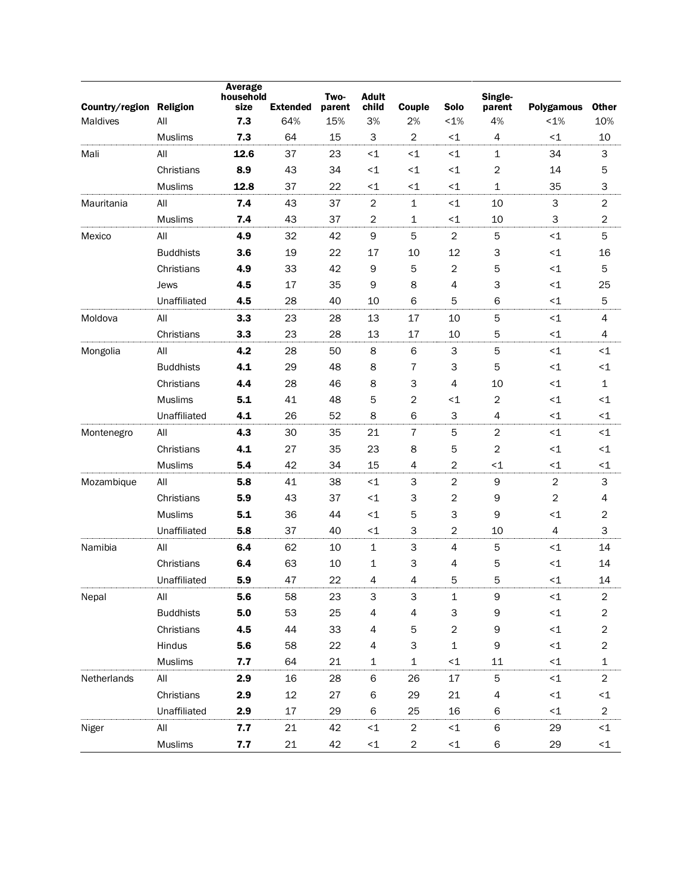| Country/region | Religion | Average household size | Extended | Two-parent | Adult child | Couple | Solo | Single-parent | Polygamous | Other |
|---|---|---|---|---|---|---|---|---|---|---|
| Maldives | All | **7.3** | 64% | 15% | 3% | 2% | <1% | 4% | <1% | 10% |
| | Muslims | **7.3** | 64 | 15 | 3 | 2 | <1 | 4 | <1 | 10 |
| Mali | All | **12.6** | 37 | 23 | <1 | <1 | <1 | 1 | 34 | 3 |
| | Christians | **8.9** | 43 | 34 | <1 | <1 | <1 | 2 | 14 | 5 |
| | Muslims | **12.8** | 37 | 22 | <1 | <1 | <1 | 1 | 35 | 3 |
| Mauritania | All | **7.4** | 43 | 37 | 2 | 1 | <1 | 10 | 3 | 2 |
| | Muslims | **7.4** | 43 | 37 | 2 | 1 | <1 | 10 | 3 | 2 |
| Mexico | All | **4.9** | 32 | 42 | 9 | 5 | 2 | 5 | <1 | 5 |
| | Buddhists | **3.6** | 19 | 22 | 17 | 10 | 12 | 3 | <1 | 16 |
| | Christians | **4.9** | 33 | 42 | 9 | 5 | 2 | 5 | <1 | 5 |
| | Jews | **4.5** | 17 | 35 | 9 | 8 | 4 | 3 | <1 | 25 |
| | Unaffiliated | **4.5** | 28 | 40 | 10 | 6 | 5 | 6 | <1 | 5 |
| Moldova | All | **3.3** | 23 | 28 | 13 | 17 | 10 | 5 | <1 | 4 |
| | Christians | **3.3** | 23 | 28 | 13 | 17 | 10 | 5 | <1 | 4 |
| Mongolia | All | **4.2** | 28 | 50 | 8 | 6 | 3 | 5 | <1 | <1 |
| | Buddhists | **4.1** | 29 | 48 | 8 | 7 | 3 | 5 | <1 | <1 |
| | Christians | **4.4** | 28 | 46 | 8 | 3 | 4 | 10 | <1 | 1 |
| | Muslims | **5.1** | 41 | 48 | 5 | 2 | <1 | 2 | <1 | <1 |
| | Unaffiliated | **4.1** | 26 | 52 | 8 | 6 | 3 | 4 | <1 | <1 |
| Montenegro | All | **4.3** | 30 | 35 | 21 | 7 | 5 | 2 | <1 | <1 |
| | Christians | **4.1** | 27 | 35 | 23 | 8 | 5 | 2 | <1 | <1 |
| | Muslims | **5.4** | 42 | 34 | 15 | 4 | 2 | <1 | <1 | <1 |
| Mozambique | All | **5.8** | 41 | 38 | <1 | 3 | 2 | 9 | 2 | 3 |
| | Christians | **5.9** | 43 | 37 | <1 | 3 | 2 | 9 | 2 | 4 |
| | Muslims | **5.1** | 36 | 44 | <1 | 5 | 3 | 9 | <1 | 2 |
| | Unaffiliated | **5.8** | 37 | 40 | <1 | 3 | 2 | 10 | 4 | 3 |
| Namibia | All | **6.4** | 62 | 10 | 1 | 3 | 4 | 5 | <1 | 14 |
| | Christians | **6.4** | 63 | 10 | 1 | 3 | 4 | 5 | <1 | 14 |
| | Unaffiliated | **5.9** | 47 | 22 | 4 | 4 | 5 | 5 | <1 | 14 |
| Nepal | All | **5.6** | 58 | 23 | 3 | 3 | 1 | 9 | <1 | 2 |
| | Buddhists | **5.0** | 53 | 25 | 4 | 4 | 3 | 9 | <1 | 2 |
| | Christians | **4.5** | 44 | 33 | 4 | 5 | 2 | 9 | <1 | 2 |
| | Hindus | **5.6** | 58 | 22 | 4 | 3 | 1 | 9 | <1 | 2 |
| | Muslims | **7.7** | 64 | 21 | 1 | 1 | <1 | 11 | <1 | 1 |
| Netherlands | All | **2.9** | 16 | 28 | 6 | 26 | 17 | 5 | <1 | 2 |
| | Christians | **2.9** | 12 | 27 | 6 | 29 | 21 | 4 | <1 | <1 |
| | Unaffiliated | **2.9** | 17 | 29 | 6 | 25 | 16 | 6 | <1 | 2 |
| Niger | All | **7.7** | 21 | 42 | <1 | 2 | <1 | 6 | 29 | <1 |
| | Muslims | **7.7** | 21 | 42 | <1 | 2 | <1 | 6 | 29 | <1 |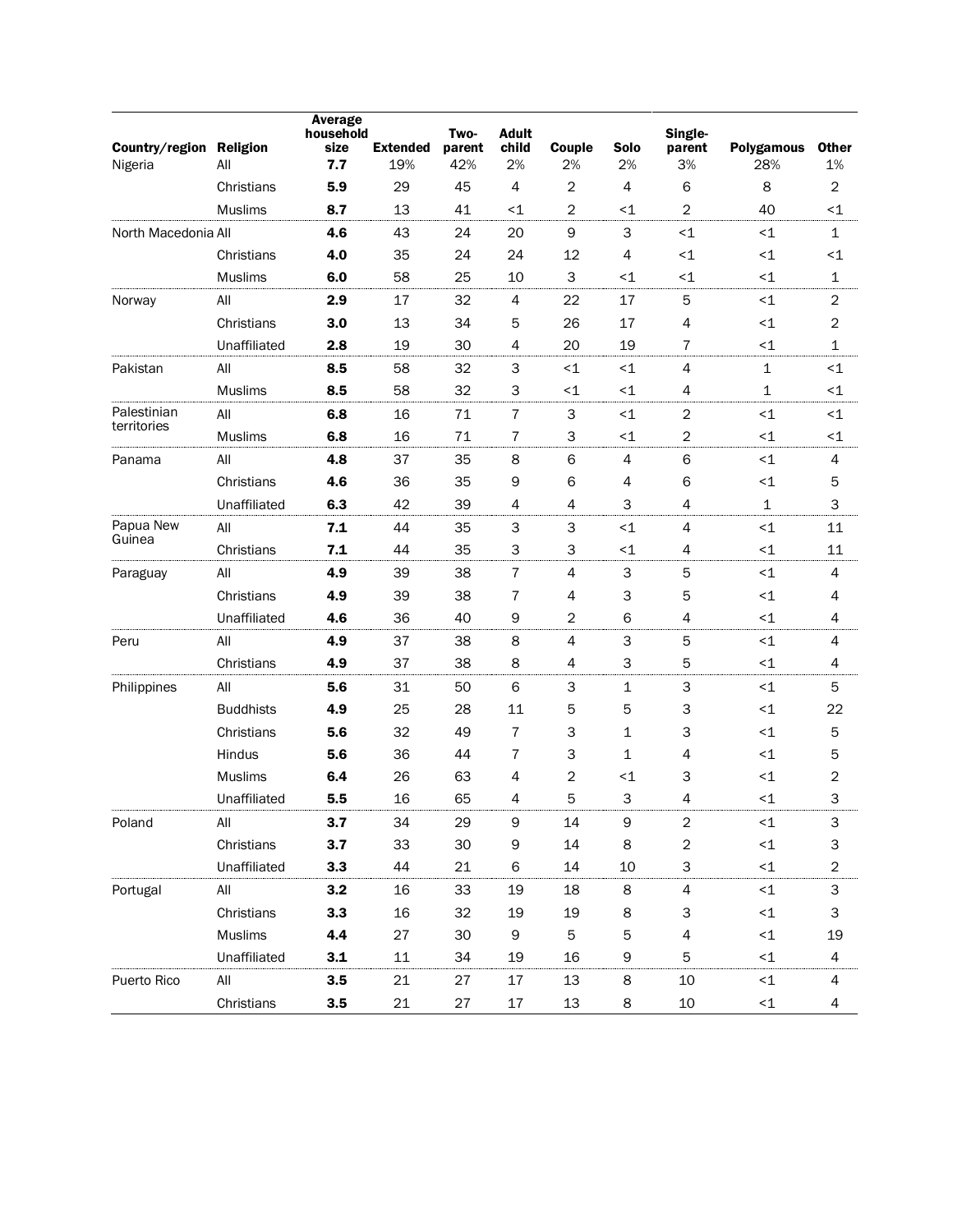| Country/region | Religion | Average household size | Extended | Two-parent | Adult child | Couple | Solo | Single-parent | Polygamous | Other |
|---|---|---|---|---|---|---|---|---|---|---|
| Nigeria | All | **7.7** | 19% | 42% | 2% | 2% | 2% | 3% | 28% | 1% |
| | Christians | **5.9** | 29 | 45 | 4 | 2 | 4 | 6 | 8 | 2 |
| | Muslims | **8.7** | 13 | 41 | <1 | 2 | <1 | 2 | 40 | <1 |
| North Macedonia | All | **4.6** | 43 | 24 | 20 | 9 | 3 | <1 | <1 | 1 |
| | Christians | **4.0** | 35 | 24 | 24 | 12 | 4 | <1 | <1 | <1 |
| | Muslims | **6.0** | 58 | 25 | 10 | 3 | <1 | <1 | <1 | 1 |
| Norway | All | **2.9** | 17 | 32 | 4 | 22 | 17 | 5 | <1 | 2 |
| | Christians | **3.0** | 13 | 34 | 5 | 26 | 17 | 4 | <1 | 2 |
| | Unaffiliated | **2.8** | 19 | 30 | 4 | 20 | 19 | 7 | <1 | 1 |
| Pakistan | All | **8.5** | 58 | 32 | 3 | <1 | <1 | 4 | 1 | <1 |
| | Muslims | **8.5** | 58 | 32 | 3 | <1 | <1 | 4 | 1 | <1 |
| Palestinian territories | All | **6.8** | 16 | 71 | 7 | 3 | <1 | 2 | <1 | <1 |
| | Muslims | **6.8** | 16 | 71 | 7 | 3 | <1 | 2 | <1 | <1 |
| Panama | All | **4.8** | 37 | 35 | 8 | 6 | 4 | 6 | <1 | 4 |
| | Christians | **4.6** | 36 | 35 | 9 | 6 | 4 | 6 | <1 | 5 |
| | Unaffiliated | **6.3** | 42 | 39 | 4 | 4 | 3 | 4 | 1 | 3 |
| Papua New Guinea | All | **7.1** | 44 | 35 | 3 | 3 | <1 | 4 | <1 | 11 |
| | Christians | **7.1** | 44 | 35 | 3 | 3 | <1 | 4 | <1 | 11 |
| Paraguay | All | **4.9** | 39 | 38 | 7 | 4 | 3 | 5 | <1 | 4 |
| | Christians | **4.9** | 39 | 38 | 7 | 4 | 3 | 5 | <1 | 4 |
| | Unaffiliated | **4.6** | 36 | 40 | 9 | 2 | 6 | 4 | <1 | 4 |
| Peru | All | **4.9** | 37 | 38 | 8 | 4 | 3 | 5 | <1 | 4 |
| | Christians | **4.9** | 37 | 38 | 8 | 4 | 3 | 5 | <1 | 4 |
| Philippines | All | **5.6** | 31 | 50 | 6 | 3 | 1 | 3 | <1 | 5 |
| | Buddhists | **4.9** | 25 | 28 | 11 | 5 | 5 | 3 | <1 | 22 |
| | Christians | **5.6** | 32 | 49 | 7 | 3 | 1 | 3 | <1 | 5 |
| | Hindus | **5.6** | 36 | 44 | 7 | 3 | 1 | 4 | <1 | 5 |
| | Muslims | **6.4** | 26 | 63 | 4 | 2 | <1 | 3 | <1 | 2 |
| | Unaffiliated | **5.5** | 16 | 65 | 4 | 5 | 3 | 4 | <1 | 3 |
| Poland | All | **3.7** | 34 | 29 | 9 | 14 | 9 | 2 | <1 | 3 |
| | Christians | **3.7** | 33 | 30 | 9 | 14 | 8 | 2 | <1 | 3 |
| | Unaffiliated | **3.3** | 44 | 21 | 6 | 14 | 10 | 3 | <1 | 2 |
| Portugal | All | **3.2** | 16 | 33 | 19 | 18 | 8 | 4 | <1 | 3 |
| | Christians | **3.3** | 16 | 32 | 19 | 19 | 8 | 3 | <1 | 3 |
| | Muslims | **4.4** | 27 | 30 | 9 | 5 | 5 | 4 | <1 | 19 |
| | Unaffiliated | **3.1** | 11 | 34 | 19 | 16 | 9 | 5 | <1 | 4 |
| Puerto Rico | All | **3.5** | 21 | 27 | 17 | 13 | 8 | 10 | <1 | 4 |
| | Christians | **3.5** | 21 | 27 | 17 | 13 | 8 | 10 | <1 | 4 |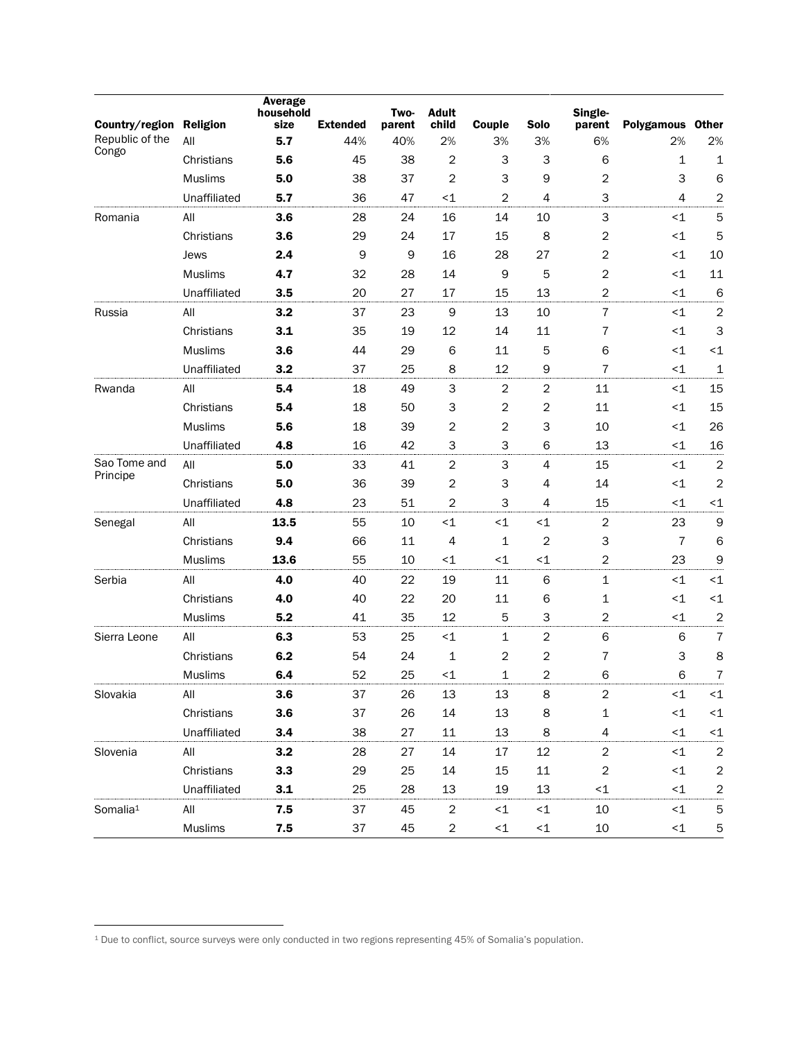| Country/region | Religion | Average household size | Extended | Two-parent | Adult child | Couple | Solo | Single-parent | Polygamous | Other |
|---|---|---|---|---|---|---|---|---|---|---|
| Republic of the Congo | All | **5.7** | 44% | 40% | 2% | 3% | 3% | 6% | 2% | 2% |
| | Christians | **5.6** | 45 | 38 | 2 | 3 | 3 | 6 | 1 | 1 |
| | Muslims | **5.0** | 38 | 37 | 2 | 3 | 9 | 2 | 3 | 6 |
| | Unaffiliated | **5.7** | 36 | 47 | <1 | 2 | 4 | 3 | 4 | 2 |
| Romania | All | **3.6** | 28 | 24 | 16 | 14 | 10 | 3 | <1 | 5 |
| | Christians | **3.6** | 29 | 24 | 17 | 15 | 8 | 2 | <1 | 5 |
| | Jews | **2.4** | 9 | 9 | 16 | 28 | 27 | 2 | <1 | 10 |
| | Muslims | **4.7** | 32 | 28 | 14 | 9 | 5 | 2 | <1 | 11 |
| | Unaffiliated | **3.5** | 20 | 27 | 17 | 15 | 13 | 2 | <1 | 6 |
| Russia | All | **3.2** | 37 | 23 | 9 | 13 | 10 | 7 | <1 | 2 |
| | Christians | **3.1** | 35 | 19 | 12 | 14 | 11 | 7 | <1 | 3 |
| | Muslims | **3.6** | 44 | 29 | 6 | 11 | 5 | 6 | <1 | <1 |
| | Unaffiliated | **3.2** | 37 | 25 | 8 | 12 | 9 | 7 | <1 | 1 |
| Rwanda | All | **5.4** | 18 | 49 | 3 | 2 | 2 | 11 | <1 | 15 |
| | Christians | **5.4** | 18 | 50 | 3 | 2 | 2 | 11 | <1 | 15 |
| | Muslims | **5.6** | 18 | 39 | 2 | 2 | 3 | 10 | <1 | 26 |
| | Unaffiliated | **4.8** | 16 | 42 | 3 | 3 | 6 | 13 | <1 | 16 |
| Sao Tome and Principe | All | **5.0** | 33 | 41 | 2 | 3 | 4 | 15 | <1 | 2 |
| | Christians | **5.0** | 36 | 39 | 2 | 3 | 4 | 14 | <1 | 2 |
| | Unaffiliated | **4.8** | 23 | 51 | 2 | 3 | 4 | 15 | <1 | <1 |
| Senegal | All | **13.5** | 55 | 10 | <1 | <1 | <1 | 2 | 23 | 9 |
| | Christians | **9.4** | 66 | 11 | 4 | 1 | 2 | 3 | 7 | 6 |
| | Muslims | **13.6** | 55 | 10 | <1 | <1 | <1 | 2 | 23 | 9 |
| Serbia | All | **4.0** | 40 | 22 | 19 | 11 | 6 | 1 | <1 | <1 |
| | Christians | **4.0** | 40 | 22 | 20 | 11 | 6 | 1 | <1 | <1 |
| | Muslims | **5.2** | 41 | 35 | 12 | 5 | 3 | 2 | <1 | 2 |
| Sierra Leone | All | **6.3** | 53 | 25 | <1 | 1 | 2 | 6 | 6 | 7 |
| | Christians | **6.2** | 54 | 24 | 1 | 2 | 2 | 7 | 3 | 8 |
| | Muslims | **6.4** | 52 | 25 | <1 | 1 | 2 | 6 | 6 | 7 |
| Slovakia | All | **3.6** | 37 | 26 | 13 | 13 | 8 | 2 | <1 | <1 |
| | Christians | **3.6** | 37 | 26 | 14 | 13 | 8 | 1 | <1 | <1 |
| | Unaffiliated | **3.4** | 38 | 27 | 11 | 13 | 8 | 4 | <1 | <1 |
| Slovenia | All | **3.2** | 28 | 27 | 14 | 17 | 12 | 2 | <1 | 2 |
| | Christians | **3.3** | 29 | 25 | 14 | 15 | 11 | 2 | <1 | 2 |
| | Unaffiliated | **3.1** | 25 | 28 | 13 | 19 | 13 | <1 | <1 | 2 |
| Somalia[1] | All | **7.5** | 37 | 45 | 2 | <1 | <1 | 10 | <1 | 5 |
| | Muslims | **7.5** | 37 | 45 | 2 | <1 | <1 | 10 | <1 | 5 |

[1] Due to conflict, source surveys were only conducted in two regions representing 45% of Somalia's population.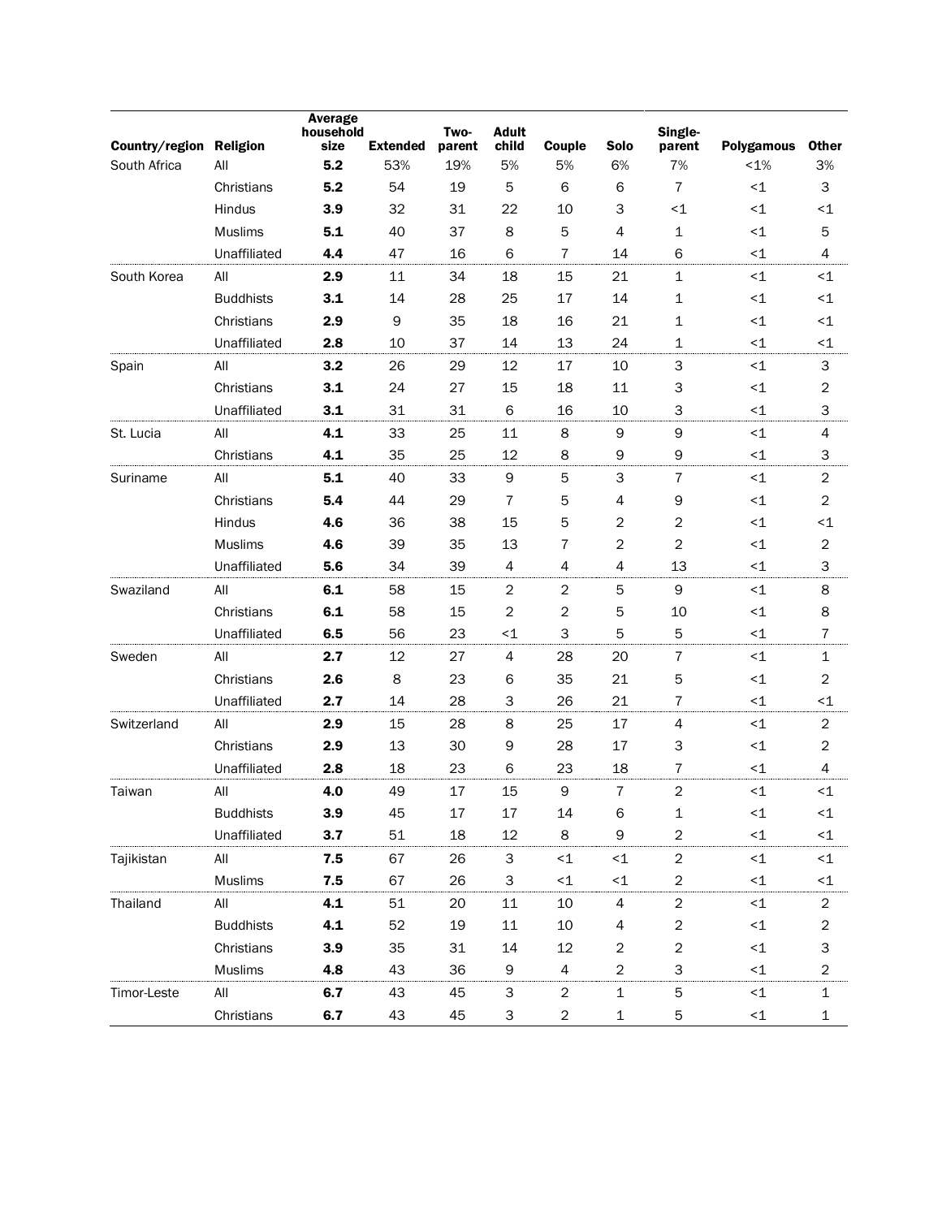| Country/region | Religion | Average household size | Extended | Two-parent | Adult child | Couple | Solo | Single-parent | Polygamous | Other |
|---|---|---|---|---|---|---|---|---|---|---|
| South Africa | All | **5.2** | 53% | 19% | 5% | 5% | 6% | 7% | <1% | 3% |
| | Christians | **5.2** | 54 | 19 | 5 | 6 | 6 | 7 | <1 | 3 |
| | Hindus | **3.9** | 32 | 31 | 22 | 10 | 3 | <1 | <1 | <1 |
| | Muslims | **5.1** | 40 | 37 | 8 | 5 | 4 | 1 | <1 | 5 |
| | Unaffiliated | **4.4** | 47 | 16 | 6 | 7 | 14 | 6 | <1 | 4 |
| South Korea | All | **2.9** | 11 | 34 | 18 | 15 | 21 | 1 | <1 | <1 |
| | Buddhists | **3.1** | 14 | 28 | 25 | 17 | 14 | 1 | <1 | <1 |
| | Christians | **2.9** | 9 | 35 | 18 | 16 | 21 | 1 | <1 | <1 |
| | Unaffiliated | **2.8** | 10 | 37 | 14 | 13 | 24 | 1 | <1 | <1 |
| Spain | All | **3.2** | 26 | 29 | 12 | 17 | 10 | 3 | <1 | 3 |
| | Christians | **3.1** | 24 | 27 | 15 | 18 | 11 | 3 | <1 | 2 |
| | Unaffiliated | **3.1** | 31 | 31 | 6 | 16 | 10 | 3 | <1 | 3 |
| St. Lucia | All | **4.1** | 33 | 25 | 11 | 8 | 9 | 9 | <1 | 4 |
| | Christians | **4.1** | 35 | 25 | 12 | 8 | 9 | 9 | <1 | 3 |
| Suriname | All | **5.1** | 40 | 33 | 9 | 5 | 3 | 7 | <1 | 2 |
| | Christians | **5.4** | 44 | 29 | 7 | 5 | 4 | 9 | <1 | 2 |
| | Hindus | **4.6** | 36 | 38 | 15 | 5 | 2 | 2 | <1 | <1 |
| | Muslims | **4.6** | 39 | 35 | 13 | 7 | 2 | 2 | <1 | 2 |
| | Unaffiliated | **5.6** | 34 | 39 | 4 | 4 | 4 | 13 | <1 | 3 |
| Swaziland | All | **6.1** | 58 | 15 | 2 | 2 | 5 | 9 | <1 | 8 |
| | Christians | **6.1** | 58 | 15 | 2 | 2 | 5 | 10 | <1 | 8 |
| | Unaffiliated | **6.5** | 56 | 23 | <1 | 3 | 5 | 5 | <1 | 7 |
| Sweden | All | **2.7** | 12 | 27 | 4 | 28 | 20 | 7 | <1 | 1 |
| | Christians | **2.6** | 8 | 23 | 6 | 35 | 21 | 5 | <1 | 2 |
| | Unaffiliated | **2.7** | 14 | 28 | 3 | 26 | 21 | 7 | <1 | <1 |
| Switzerland | All | **2.9** | 15 | 28 | 8 | 25 | 17 | 4 | <1 | 2 |
| | Christians | **2.9** | 13 | 30 | 9 | 28 | 17 | 3 | <1 | 2 |
| | Unaffiliated | **2.8** | 18 | 23 | 6 | 23 | 18 | 7 | <1 | 4 |
| Taiwan | All | **4.0** | 49 | 17 | 15 | 9 | 7 | 2 | <1 | <1 |
| | Buddhists | **3.9** | 45 | 17 | 17 | 14 | 6 | 1 | <1 | <1 |
| | Unaffiliated | **3.7** | 51 | 18 | 12 | 8 | 9 | 2 | <1 | <1 |
| Tajikistan | All | **7.5** | 67 | 26 | 3 | <1 | <1 | 2 | <1 | <1 |
| | Muslims | **7.5** | 67 | 26 | 3 | <1 | <1 | 2 | <1 | <1 |
| Thailand | All | **4.1** | 51 | 20 | 11 | 10 | 4 | 2 | <1 | 2 |
| | Buddhists | **4.1** | 52 | 19 | 11 | 10 | 4 | 2 | <1 | 2 |
| | Christians | **3.9** | 35 | 31 | 14 | 12 | 2 | 2 | <1 | 3 |
| | Muslims | **4.8** | 43 | 36 | 9 | 4 | 2 | 3 | <1 | 2 |
| Timor-Leste | All | **6.7** | 43 | 45 | 3 | 2 | 1 | 5 | <1 | 1 |
| | Christians | **6.7** | 43 | 45 | 3 | 2 | 1 | 5 | <1 | 1 |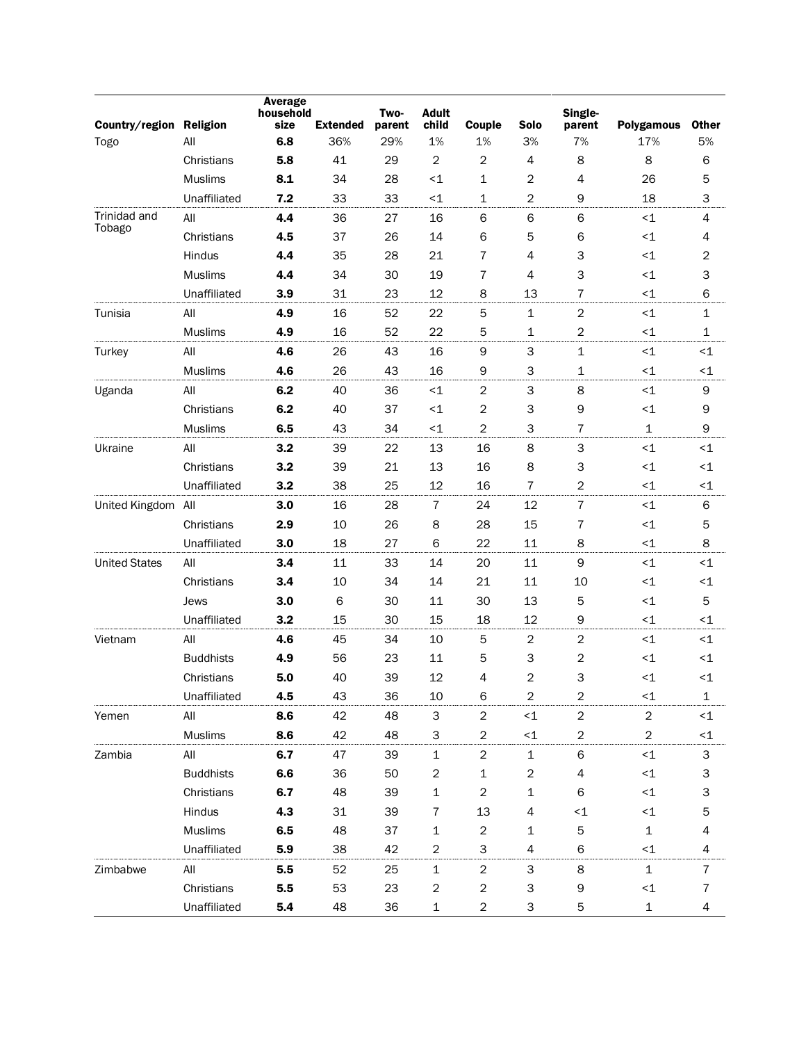| Country/region | Religion | Average household size | Extended | Two-parent | Adult child | Couple | Solo | Single-parent | Polygamous | Other |
|---|---|---|---|---|---|---|---|---|---|---|
| Togo | All | **6.8** | 36% | 29% | 1% | 1% | 3% | 7% | 17% | 5% |
| | Christians | **5.8** | 41 | 29 | 2 | 2 | 4 | 8 | 8 | 6 |
| | Muslims | **8.1** | 34 | 28 | <1 | 1 | 2 | 4 | 26 | 5 |
| | Unaffiliated | **7.2** | 33 | 33 | <1 | 1 | 2 | 9 | 18 | 3 |
| Trinidad and Tobago | All | **4.4** | 36 | 27 | 16 | 6 | 6 | 6 | <1 | 4 |
| | Christians | **4.5** | 37 | 26 | 14 | 6 | 5 | 6 | <1 | 4 |
| | Hindus | **4.4** | 35 | 28 | 21 | 7 | 4 | 3 | <1 | 2 |
| | Muslims | **4.4** | 34 | 30 | 19 | 7 | 4 | 3 | <1 | 3 |
| | Unaffiliated | **3.9** | 31 | 23 | 12 | 8 | 13 | 7 | <1 | 6 |
| Tunisia | All | **4.9** | 16 | 52 | 22 | 5 | 1 | 2 | <1 | 1 |
| | Muslims | **4.9** | 16 | 52 | 22 | 5 | 1 | 2 | <1 | 1 |
| Turkey | All | **4.6** | 26 | 43 | 16 | 9 | 3 | 1 | <1 | <1 |
| | Muslims | **4.6** | 26 | 43 | 16 | 9 | 3 | 1 | <1 | <1 |
| Uganda | All | **6.2** | 40 | 36 | <1 | 2 | 3 | 8 | <1 | 9 |
| | Christians | **6.2** | 40 | 37 | <1 | 2 | 3 | 9 | <1 | 9 |
| | Muslims | **6.5** | 43 | 34 | <1 | 2 | 3 | 7 | 1 | 9 |
| Ukraine | All | **3.2** | 39 | 22 | 13 | 16 | 8 | 3 | <1 | <1 |
| | Christians | **3.2** | 39 | 21 | 13 | 16 | 8 | 3 | <1 | <1 |
| | Unaffiliated | **3.2** | 38 | 25 | 12 | 16 | 7 | 2 | <1 | <1 |
| United Kingdom | All | **3.0** | 16 | 28 | 7 | 24 | 12 | 7 | <1 | 6 |
| | Christians | **2.9** | 10 | 26 | 8 | 28 | 15 | 7 | <1 | 5 |
| | Unaffiliated | **3.0** | 18 | 27 | 6 | 22 | 11 | 8 | <1 | 8 |
| United States | All | **3.4** | 11 | 33 | 14 | 20 | 11 | 9 | <1 | <1 |
| | Christians | **3.4** | 10 | 34 | 14 | 21 | 11 | 10 | <1 | <1 |
| | Jews | **3.0** | 6 | 30 | 11 | 30 | 13 | 5 | <1 | 5 |
| | Unaffiliated | **3.2** | 15 | 30 | 15 | 18 | 12 | 9 | <1 | <1 |
| Vietnam | All | **4.6** | 45 | 34 | 10 | 5 | 2 | 2 | <1 | <1 |
| | Buddhists | **4.9** | 56 | 23 | 11 | 5 | 3 | 2 | <1 | <1 |
| | Christians | **5.0** | 40 | 39 | 12 | 4 | 2 | 3 | <1 | <1 |
| | Unaffiliated | **4.5** | 43 | 36 | 10 | 6 | 2 | 2 | <1 | 1 |
| Yemen | All | **8.6** | 42 | 48 | 3 | 2 | <1 | 2 | 2 | <1 |
| | Muslims | **8.6** | 42 | 48 | 3 | 2 | <1 | 2 | 2 | <1 |
| Zambia | All | **6.7** | 47 | 39 | 1 | 2 | 1 | 6 | <1 | 3 |
| | Buddhists | **6.6** | 36 | 50 | 2 | 1 | 2 | 4 | <1 | 3 |
| | Christians | **6.7** | 48 | 39 | 1 | 2 | 1 | 6 | <1 | 3 |
| | Hindus | **4.3** | 31 | 39 | 7 | 13 | 4 | <1 | <1 | 5 |
| | Muslims | **6.5** | 48 | 37 | 1 | 2 | 1 | 5 | 1 | 4 |
| | Unaffiliated | **5.9** | 38 | 42 | 2 | 3 | 4 | 6 | <1 | 4 |
| Zimbabwe | All | **5.5** | 52 | 25 | 1 | 2 | 3 | 8 | 1 | 7 |
| | Christians | **5.5** | 53 | 23 | 2 | 2 | 3 | 9 | <1 | 7 |
| | Unaffiliated | **5.4** | 48 | 36 | 1 | 2 | 3 | 5 | 1 | 4 |